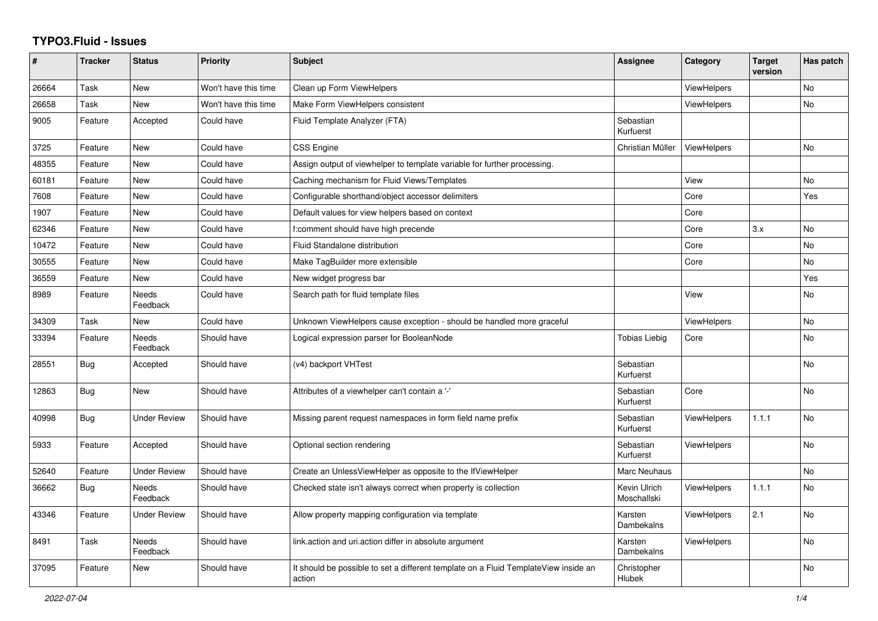## TYPO3.Fluid - Issues

| # | Tracker | Status | Priority | Subject | Assignee | Category | Target version | Has patch |
|---|---|---|---|---|---|---|---|---|
| 26664 | Task | New | Won't have this time | Clean up Form ViewHelpers | | ViewHelpers | | No |
| 26658 | Task | New | Won't have this time | Make Form ViewHelpers consistent | | ViewHelpers | | No |
| 9005 | Feature | Accepted | Could have | Fluid Template Analyzer (FTA) | Sebastian Kurfuerst | | | |
| 3725 | Feature | New | Could have | CSS Engine | Christian Müller | ViewHelpers | | No |
| 48355 | Feature | New | Could have | Assign output of viewhelper to template variable for further processing. | | | | |
| 60181 | Feature | New | Could have | Caching mechanism for Fluid Views/Templates | | View | | No |
| 7608 | Feature | New | Could have | Configurable shorthand/object accessor delimiters | | Core | | Yes |
| 1907 | Feature | New | Could have | Default values for view helpers based on context | | Core | | |
| 62346 | Feature | New | Could have | f:comment should have high precende | | Core | 3.x | No |
| 10472 | Feature | New | Could have | Fluid Standalone distribution | | Core | | No |
| 30555 | Feature | New | Could have | Make TagBuilder more extensible | | Core | | No |
| 36559 | Feature | New | Could have | New widget progress bar | | | | Yes |
| 8989 | Feature | Needs Feedback | Could have | Search path for fluid template files | | View | | No |
| 34309 | Task | New | Could have | Unknown ViewHelpers cause exception - should be handled more graceful | | ViewHelpers | | No |
| 33394 | Feature | Needs Feedback | Should have | Logical expression parser for BooleanNode | Tobias Liebig | Core | | No |
| 28551 | Bug | Accepted | Should have | (v4) backport VHTest | Sebastian Kurfuerst | | | No |
| 12863 | Bug | New | Should have | Attributes of a viewhelper can't contain a '-' | Sebastian Kurfuerst | Core | | No |
| 40998 | Bug | Under Review | Should have | Missing parent request namespaces in form field name prefix | Sebastian Kurfuerst | ViewHelpers | 1.1.1 | No |
| 5933 | Feature | Accepted | Should have | Optional section rendering | Sebastian Kurfuerst | ViewHelpers | | No |
| 52640 | Feature | Under Review | Should have | Create an UnlessViewHelper as opposite to the IfViewHelper | Marc Neuhaus | | | No |
| 36662 | Bug | Needs Feedback | Should have | Checked state isn't always correct when property is collection | Kevin Ulrich Moschallski | ViewHelpers | 1.1.1 | No |
| 43346 | Feature | Under Review | Should have | Allow property mapping configuration via template | Karsten Dambekalns | ViewHelpers | 2.1 | No |
| 8491 | Task | Needs Feedback | Should have | link.action and uri.action differ in absolute argument | Karsten Dambekalns | ViewHelpers | | No |
| 37095 | Feature | New | Should have | It should be possible to set a different template on a Fluid TemplateView inside an action | Christopher Hlubek | | | No |

2022-07-04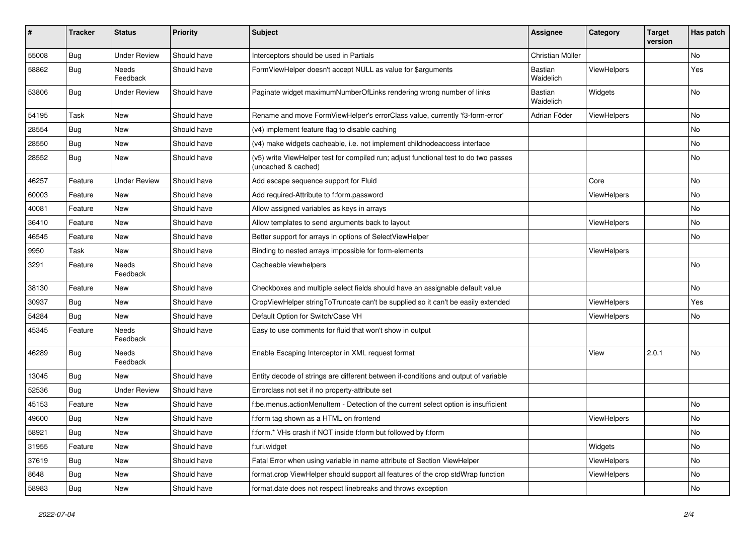| # | Tracker | Status | Priority | Subject | Assignee | Category | Target version | Has patch |
|---|---|---|---|---|---|---|---|---|
| 55008 | Bug | Under Review | Should have | Interceptors should be used in Partials | Christian Müller | | | No |
| 58862 | Bug | Needs Feedback | Should have | FormViewHelper doesn't accept NULL as value for $arguments | Bastian Waidelich | ViewHelpers | | Yes |
| 53806 | Bug | Under Review | Should have | Paginate widget maximumNumberOfLinks rendering wrong number of links | Bastian Waidelich | Widgets | | No |
| 54195 | Task | New | Should have | Rename and move FormViewHelper's errorClass value, currently 'f3-form-error' | Adrian Föder | ViewHelpers | | No |
| 28554 | Bug | New | Should have | (v4) implement feature flag to disable caching | | | | No |
| 28550 | Bug | New | Should have | (v4) make widgets cacheable, i.e. not implement childnodeaccess interface | | | | No |
| 28552 | Bug | New | Should have | (v5) write ViewHelper test for compiled run; adjust functional test to do two passes (uncached & cached) | | | | No |
| 46257 | Feature | Under Review | Should have | Add escape sequence support for Fluid | | Core | | No |
| 60003 | Feature | New | Should have | Add required-Attribute to f:form.password | | ViewHelpers | | No |
| 40081 | Feature | New | Should have | Allow assigned variables as keys in arrays | | | | No |
| 36410 | Feature | New | Should have | Allow templates to send arguments back to layout | | ViewHelpers | | No |
| 46545 | Feature | New | Should have | Better support for arrays in options of SelectViewHelper | | | | No |
| 9950 | Task | New | Should have | Binding to nested arrays impossible for form-elements | | ViewHelpers | | |
| 3291 | Feature | Needs Feedback | Should have | Cacheable viewhelpers | | | | No |
| 38130 | Feature | New | Should have | Checkboxes and multiple select fields should have an assignable default value | | | | No |
| 30937 | Bug | New | Should have | CropViewHelper stringToTruncate can't be supplied so it can't be easily extended | | ViewHelpers | | Yes |
| 54284 | Bug | New | Should have | Default Option for Switch/Case VH | | ViewHelpers | | No |
| 45345 | Feature | Needs Feedback | Should have | Easy to use comments for fluid that won't show in output | | | | |
| 46289 | Bug | Needs Feedback | Should have | Enable Escaping Interceptor in XML request format | | View | 2.0.1 | No |
| 13045 | Bug | New | Should have | Entity decode of strings are different between if-conditions and output of variable | | | | |
| 52536 | Bug | Under Review | Should have | Errorclass not set if no property-attribute set | | | | |
| 45153 | Feature | New | Should have | f:be.menus.actionMenuItem - Detection of the current select option is insufficient | | | | No |
| 49600 | Bug | New | Should have | f:form tag shown as a HTML on frontend | | ViewHelpers | | No |
| 58921 | Bug | New | Should have | f:form.* VHs crash if NOT inside f:form but followed by f:form | | | | No |
| 31955 | Feature | New | Should have | f:uri.widget | | Widgets | | No |
| 37619 | Bug | New | Should have | Fatal Error when using variable in name attribute of Section ViewHelper | | ViewHelpers | | No |
| 8648 | Bug | New | Should have | format.crop ViewHelper should support all features of the crop stdWrap function | | ViewHelpers | | No |
| 58983 | Bug | New | Should have | format.date does not respect linebreaks and throws exception | | | | No |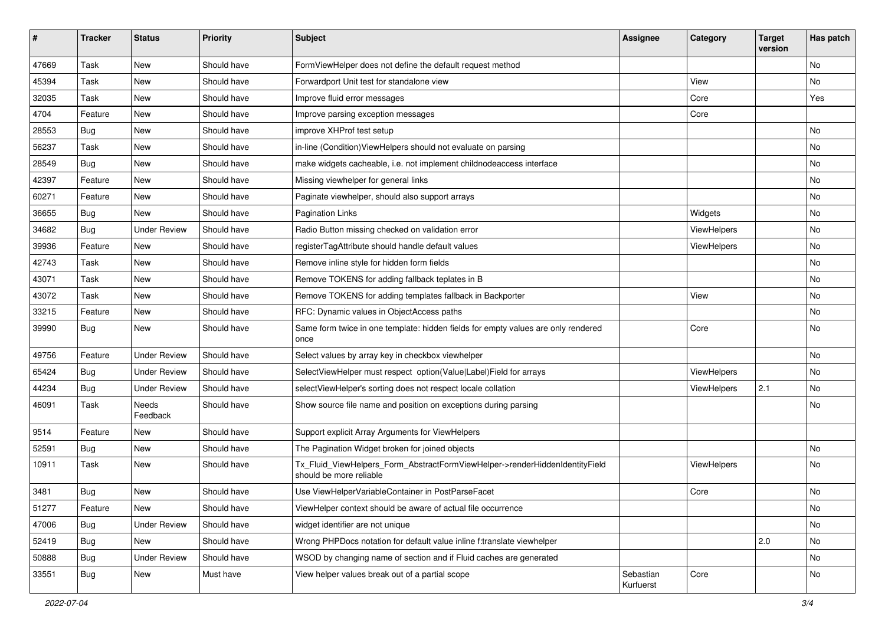| # | Tracker | Status | Priority | Subject | Assignee | Category | Target version | Has patch |
|---|---|---|---|---|---|---|---|---|
| 47669 | Task | New | Should have | FormViewHelper does not define the default request method | | | | No |
| 45394 | Task | New | Should have | Forwardport Unit test for standalone view | | View | | No |
| 32035 | Task | New | Should have | Improve fluid error messages | | Core | | Yes |
| 4704 | Feature | New | Should have | Improve parsing exception messages | | Core | | |
| 28553 | Bug | New | Should have | improve XHProf test setup | | | | No |
| 56237 | Task | New | Should have | in-line (Condition)ViewHelpers should not evaluate on parsing | | | | No |
| 28549 | Bug | New | Should have | make widgets cacheable, i.e. not implement childnodeaccess interface | | | | No |
| 42397 | Feature | New | Should have | Missing viewhelper for general links | | | | No |
| 60271 | Feature | New | Should have | Paginate viewhelper, should also support arrays | | | | No |
| 36655 | Bug | New | Should have | Pagination Links | | Widgets | | No |
| 34682 | Bug | Under Review | Should have | Radio Button missing checked on validation error | | ViewHelpers | | No |
| 39936 | Feature | New | Should have | registerTagAttribute should handle default values | | ViewHelpers | | No |
| 42743 | Task | New | Should have | Remove inline style for hidden form fields | | | | No |
| 43071 | Task | New | Should have | Remove TOKENS for adding fallback teplates in B | | | | No |
| 43072 | Task | New | Should have | Remove TOKENS for adding templates fallback in Backporter | | View | | No |
| 33215 | Feature | New | Should have | RFC: Dynamic values in ObjectAccess paths | | | | No |
| 39990 | Bug | New | Should have | Same form twice in one template: hidden fields for empty values are only rendered once | | Core | | No |
| 49756 | Feature | Under Review | Should have | Select values by array key in checkbox viewhelper | | | | No |
| 65424 | Bug | Under Review | Should have | SelectViewHelper must respect option(Value\|Label)Field for arrays | | ViewHelpers | | No |
| 44234 | Bug | Under Review | Should have | selectViewHelper's sorting does not respect locale collation | | ViewHelpers | 2.1 | No |
| 46091 | Task | Needs Feedback | Should have | Show source file name and position on exceptions during parsing | | | | No |
| 9514 | Feature | New | Should have | Support explicit Array Arguments for ViewHelpers | | | | |
| 52591 | Bug | New | Should have | The Pagination Widget broken for joined objects | | | | No |
| 10911 | Task | New | Should have | Tx_Fluid_ViewHelpers_Form_AbstractFormViewHelper->renderHiddenIdentityField should be more reliable | | ViewHelpers | | No |
| 3481 | Bug | New | Should have | Use ViewHelperVariableContainer in PostParseFacet | | Core | | No |
| 51277 | Feature | New | Should have | ViewHelper context should be aware of actual file occurrence | | | | No |
| 47006 | Bug | Under Review | Should have | widget identifier are not unique | | | | No |
| 52419 | Bug | New | Should have | Wrong PHPDocs notation for default value inline f:translate viewhelper | | | 2.0 | No |
| 50888 | Bug | Under Review | Should have | WSOD by changing name of section and if Fluid caches are generated | | | | No |
| 33551 | Bug | New | Must have | View helper values break out of a partial scope | Sebastian Kurfuerst | Core | | No |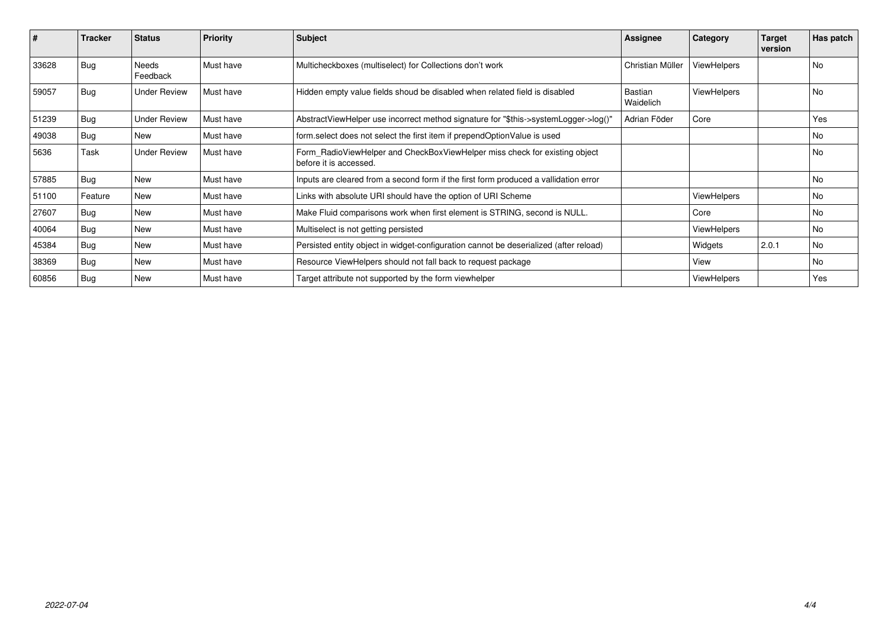| # | Tracker | Status | Priority | Subject | Assignee | Category | Target version | Has patch |
|---|---|---|---|---|---|---|---|---|
| 33628 | Bug | Needs Feedback | Must have | Multicheckboxes (multiselect) for Collections don't work | Christian Müller | ViewHelpers | | No |
| 59057 | Bug | Under Review | Must have | Hidden empty value fields shoud be disabled when related field is disabled | Bastian Waidelich | ViewHelpers | | No |
| 51239 | Bug | Under Review | Must have | AbstractViewHelper use incorrect method signature for "$this->systemLogger->log()" | Adrian Föder | Core | | Yes |
| 49038 | Bug | New | Must have | form.select does not select the first item if prependOptionValue is used | | | | No |
| 5636 | Task | Under Review | Must have | Form_RadioViewHelper and CheckBoxViewHelper miss check for existing object before it is accessed. | | | | No |
| 57885 | Bug | New | Must have | Inputs are cleared from a second form if the first form produced a vallidation error | | | | No |
| 51100 | Feature | New | Must have | Links with absolute URI should have the option of URI Scheme | | ViewHelpers | | No |
| 27607 | Bug | New | Must have | Make Fluid comparisons work when first element is STRING, second is NULL. | | Core | | No |
| 40064 | Bug | New | Must have | Multiselect is not getting persisted | | ViewHelpers | | No |
| 45384 | Bug | New | Must have | Persisted entity object in widget-configuration cannot be deserialized (after reload) | | Widgets | 2.0.1 | No |
| 38369 | Bug | New | Must have | Resource ViewHelpers should not fall back to request package | | View | | No |
| 60856 | Bug | New | Must have | Target attribute not supported by the form viewhelper | | ViewHelpers | | Yes |

*2022-07-04*